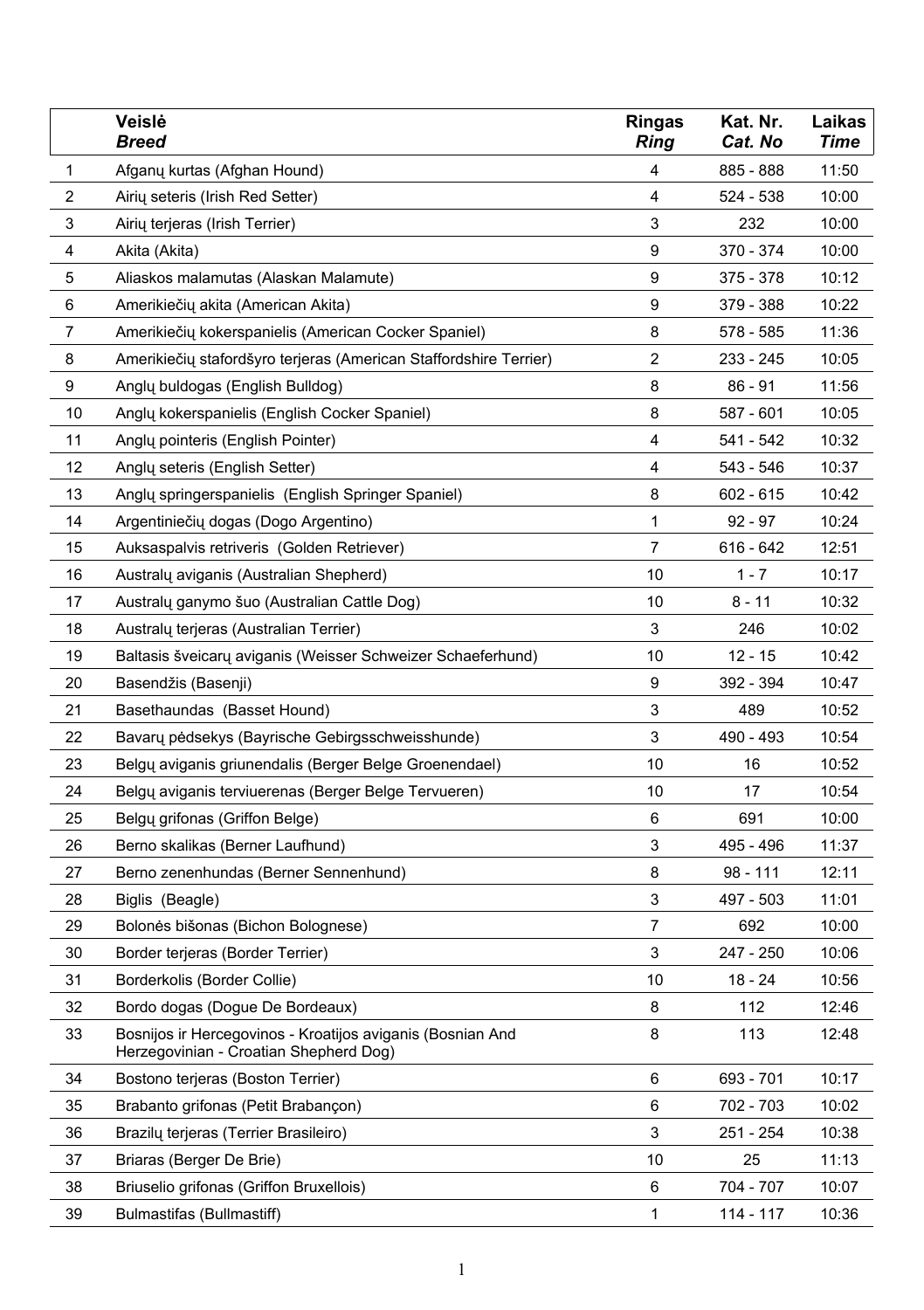| | **Veislė** *Breed* | **Ringas** *Ring* | **Kat. Nr.** *Cat. No* | **Laikas** *Time* |
|---|---|---|---|---|
| 1 | Afganų kurtas (Afghan Hound) | 4 | 885 - 888 | 11:50 |
| 2 | Airių seteris (Irish Red Setter) | 4 | 524 - 538 | 10:00 |
| 3 | Airių terjeras (Irish Terrier) | 3 | 232 | 10:00 |
| 4 | Akita (Akita) | 9 | 370 - 374 | 10:00 |
| 5 | Aliaskos malamutas (Alaskan Malamute) | 9 | 375 - 378 | 10:12 |
| 6 | Amerikiečių akita (American Akita) | 9 | 379 - 388 | 10:22 |
| 7 | Amerikiečių kokerspanielis (American Cocker Spaniel) | 8 | 578 - 585 | 11:36 |
| 8 | Amerikiečių stafordšyro terjeras (American Staffordshire Terrier) | 2 | 233 - 245 | 10:05 |
| 9 | Anglų buldogas (English Bulldog) | 8 | 86 - 91 | 11:56 |
| 10 | Anglų kokerspanielis (English Cocker Spaniel) | 8 | 587 - 601 | 10:05 |
| 11 | Anglų pointeris (English Pointer) | 4 | 541 - 542 | 10:32 |
| 12 | Anglų seteris (English Setter) | 4 | 543 - 546 | 10:37 |
| 13 | Anglų springerspanielis (English Springer Spaniel) | 8 | 602 - 615 | 10:42 |
| 14 | Argentiniečių dogas (Dogo Argentino) | 1 | 92 - 97 | 10:24 |
| 15 | Auksaspalvis retriveris (Golden Retriever) | 7 | 616 - 642 | 12:51 |
| 16 | Australų aviganis (Australian Shepherd) | 10 | 1 - 7 | 10:17 |
| 17 | Australų ganymo šuo (Australian Cattle Dog) | 10 | 8 - 11 | 10:32 |
| 18 | Australų terjeras (Australian Terrier) | 3 | 246 | 10:02 |
| 19 | Baltasis šveicarų aviganis (Weisser Schweizer Schaeferhund) | 10 | 12 - 15 | 10:42 |
| 20 | Basendžis (Basenji) | 9 | 392 - 394 | 10:47 |
| 21 | Basethaundas (Basset Hound) | 3 | 489 | 10:52 |
| 22 | Bavarų pėdsekys (Bayrische Gebirgsschweisshunde) | 3 | 490 - 493 | 10:54 |
| 23 | Belgų aviganis griunendalis (Berger Belge Groenendael) | 10 | 16 | 10:52 |
| 24 | Belgų aviganis terviuerenas (Berger Belge Tervueren) | 10 | 17 | 10:54 |
| 25 | Belgų grifonas (Griffon Belge) | 6 | 691 | 10:00 |
| 26 | Berno skalikas (Berner Laufhund) | 3 | 495 - 496 | 11:37 |
| 27 | Berno zenenhundas (Berner Sennenhund) | 8 | 98 - 111 | 12:11 |
| 28 | Biglis (Beagle) | 3 | 497 - 503 | 11:01 |
| 29 | Bolonės bišonas (Bichon Bolognese) | 7 | 692 | 10:00 |
| 30 | Border terjeras (Border Terrier) | 3 | 247 - 250 | 10:06 |
| 31 | Borderkolis (Border Collie) | 10 | 18 - 24 | 10:56 |
| 32 | Bordo dogas (Dogue De Bordeaux) | 8 | 112 | 12:46 |
| 33 | Bosnijos ir Hercegovinos - Kroatijos aviganis (Bosnian And Herzegovinian - Croatian Shepherd Dog) | 8 | 113 | 12:48 |
| 34 | Bostono terjeras (Boston Terrier) | 6 | 693 - 701 | 10:17 |
| 35 | Brabanto grifonas (Petit Brabançon) | 6 | 702 - 703 | 10:02 |
| 36 | Brazilų terjeras (Terrier Brasileiro) | 3 | 251 - 254 | 10:38 |
| 37 | Briaras (Berger De Brie) | 10 | 25 | 11:13 |
| 38 | Briuselio grifonas (Griffon Bruxellois) | 6 | 704 - 707 | 10:07 |
| 39 | Bulmastifas (Bullmastiff) | 1 | 114 - 117 | 10:36 |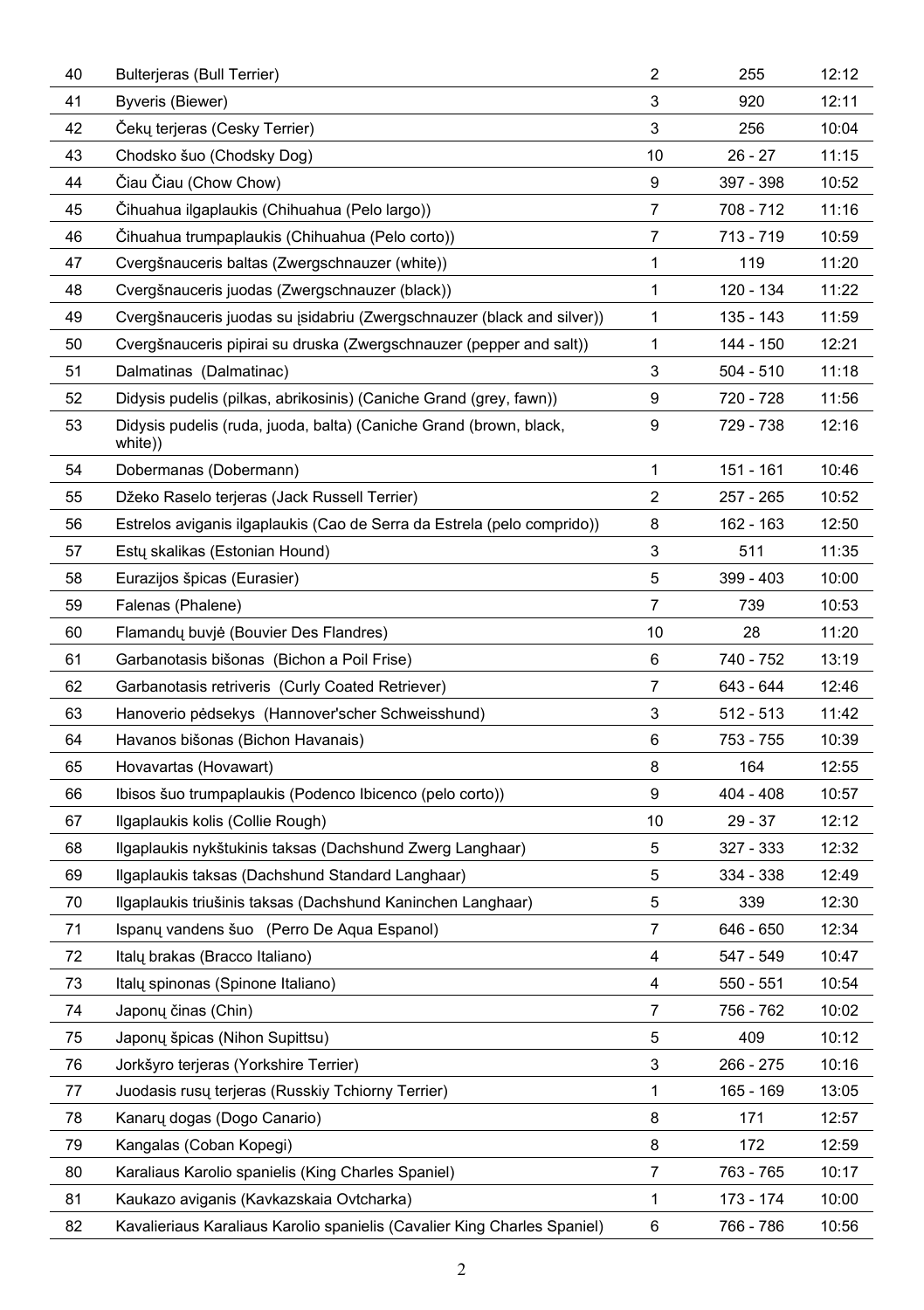| | | | | |
|---|---|---|---|---|
| 40 | Bulterjeras (Bull Terrier) | 2 | 255 | 12:12 |
| 41 | Byveris (Biewer) | 3 | 920 | 12:11 |
| 42 | Čekų terjeras (Cesky Terrier) | 3 | 256 | 10:04 |
| 43 | Chodsko šuo (Chodsky Dog) | 10 | 26 - 27 | 11:15 |
| 44 | Čiau Čiau (Chow Chow) | 9 | 397 - 398 | 10:52 |
| 45 | Čihuahua ilgaplaukis (Chihuahua (Pelo largo)) | 7 | 708 - 712 | 11:16 |
| 46 | Čihuahua trumpaplaukis (Chihuahua (Pelo corto)) | 7 | 713 - 719 | 10:59 |
| 47 | Cvergšnauceris baltas (Zwergschnauzer (white)) | 1 | 119 | 11:20 |
| 48 | Cvergšnauceris juodas (Zwergschnauzer (black)) | 1 | 120 - 134 | 11:22 |
| 49 | Cvergšnauceris juodas su įsidabriu (Zwergschnauzer (black and silver)) | 1 | 135 - 143 | 11:59 |
| 50 | Cvergšnauceris pipirai su druska (Zwergschnauzer (pepper and salt)) | 1 | 144 - 150 | 12:21 |
| 51 | Dalmatinas (Dalmatinac) | 3 | 504 - 510 | 11:18 |
| 52 | Didysis pudelis (pilkas, abrikosinis) (Caniche Grand (grey, fawn)) | 9 | 720 - 728 | 11:56 |
| 53 | Didysis pudelis (ruda, juoda, balta) (Caniche Grand (brown, black, white)) | 9 | 729 - 738 | 12:16 |
| 54 | Dobermanas (Dobermann) | 1 | 151 - 161 | 10:46 |
| 55 | Džeko Raselo terjeras (Jack Russell Terrier) | 2 | 257 - 265 | 10:52 |
| 56 | Estrelos aviganis ilgaplaukis (Cao de Serra da Estrela (pelo comprido)) | 8 | 162 - 163 | 12:50 |
| 57 | Estų skalikas (Estonian Hound) | 3 | 511 | 11:35 |
| 58 | Eurazijos špicas (Eurasier) | 5 | 399 - 403 | 10:00 |
| 59 | Falenas (Phalene) | 7 | 739 | 10:53 |
| 60 | Flamandų buvjė (Bouvier Des Flandres) | 10 | 28 | 11:20 |
| 61 | Garbanotasis bišonas (Bichon a Poil Frise) | 6 | 740 - 752 | 13:19 |
| 62 | Garbanotasis retriveris (Curly Coated Retriever) | 7 | 643 - 644 | 12:46 |
| 63 | Hanoverio pėdsekys (Hannover'scher Schweisshund) | 3 | 512 - 513 | 11:42 |
| 64 | Havanos bišonas (Bichon Havanais) | 6 | 753 - 755 | 10:39 |
| 65 | Hovavartas (Hovawart) | 8 | 164 | 12:55 |
| 66 | Ibisos šuo trumpaplaukis (Podenco Ibicenco (pelo corto)) | 9 | 404 - 408 | 10:57 |
| 67 | Ilgaplaukis kolis (Collie Rough) | 10 | 29 - 37 | 12:12 |
| 68 | Ilgaplaukis nykštukinis taksas (Dachshund Zwerg Langhaar) | 5 | 327 - 333 | 12:32 |
| 69 | Ilgaplaukis taksas (Dachshund Standard Langhaar) | 5 | 334 - 338 | 12:49 |
| 70 | Ilgaplaukis triušinis taksas (Dachshund Kaninchen Langhaar) | 5 | 339 | 12:30 |
| 71 | Ispanų vandens šuo (Perro De Aqua Espanol) | 7 | 646 - 650 | 12:34 |
| 72 | Italų brakas (Bracco Italiano) | 4 | 547 - 549 | 10:47 |
| 73 | Italų spinonas (Spinone Italiano) | 4 | 550 - 551 | 10:54 |
| 74 | Japonų činas (Chin) | 7 | 756 - 762 | 10:02 |
| 75 | Japonų špicas (Nihon Supittsu) | 5 | 409 | 10:12 |
| 76 | Jorkšyro terjeras (Yorkshire Terrier) | 3 | 266 - 275 | 10:16 |
| 77 | Juodasis rusų terjeras (Russkiy Tchiorny Terrier) | 1 | 165 - 169 | 13:05 |
| 78 | Kanarų dogas (Dogo Canario) | 8 | 171 | 12:57 |
| 79 | Kangalas (Coban Kopegi) | 8 | 172 | 12:59 |
| 80 | Karaliaus Karolio spanielis (King Charles Spaniel) | 7 | 763 - 765 | 10:17 |
| 81 | Kaukazo aviganis (Kavkazskaia Ovtcharka) | 1 | 173 - 174 | 10:00 |
| 82 | Kavalieriaus Karaliaus Karolio spanielis (Cavalier King Charles Spaniel) | 6 | 766 - 786 | 10:56 |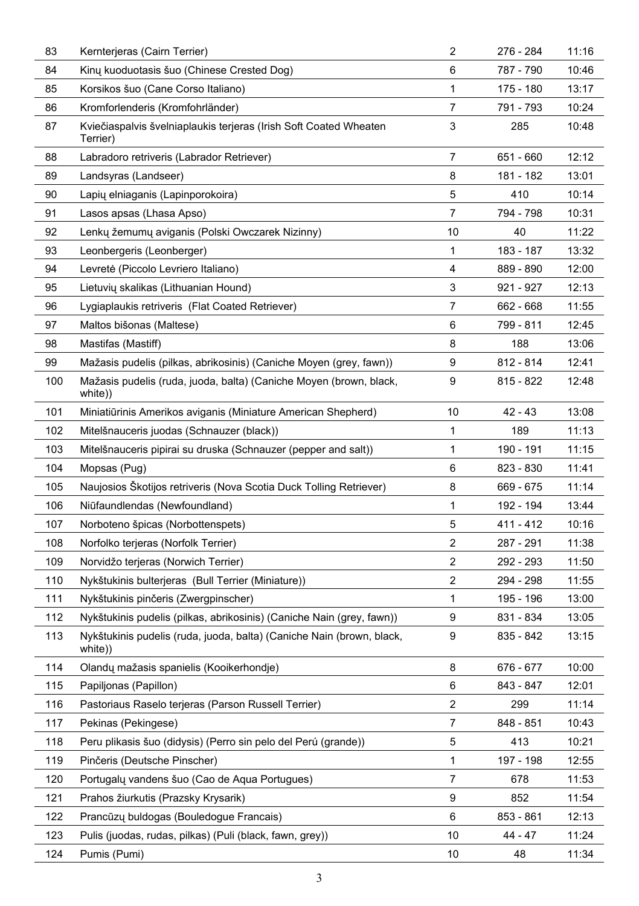| 83 | Kernterjeras (Cairn Terrier) | 2 | 276 - 284 | 11:16 |
|---|---|---|---|---|
| 84 | Kinų kuoduotasis šuo (Chinese Crested Dog) | 6 | 787 - 790 | 10:46 |
| 85 | Korsikos šuo (Cane Corso Italiano) | 1 | 175 - 180 | 13:17 |
| 86 | Kromforlenderis (Kromfohrländer) | 7 | 791 - 793 | 10:24 |
| 87 | Kviečiaspalvis švelniaplaukis terjeras (Irish Soft Coated Wheaten Terrier) | 3 | 285 | 10:48 |
| 88 | Labradoro retriveris (Labrador Retriever) | 7 | 651 - 660 | 12:12 |
| 89 | Landsyras (Landseer) | 8 | 181 - 182 | 13:01 |
| 90 | Lapių elniaganis (Lapinporokoira) | 5 | 410 | 10:14 |
| 91 | Lasos apsas (Lhasa Apso) | 7 | 794 - 798 | 10:31 |
| 92 | Lenkų žemumų aviganis (Polski Owczarek Nizinny) | 10 | 40 | 11:22 |
| 93 | Leonbergeris (Leonberger) | 1 | 183 - 187 | 13:32 |
| 94 | Levretė (Piccolo Levriero Italiano) | 4 | 889 - 890 | 12:00 |
| 95 | Lietuvių skalikas (Lithuanian Hound) | 3 | 921 - 927 | 12:13 |
| 96 | Lygiaplaukis retriveris  (Flat Coated Retriever) | 7 | 662 - 668 | 11:55 |
| 97 | Maltos bišonas (Maltese) | 6 | 799 - 811 | 12:45 |
| 98 | Mastifas (Mastiff) | 8 | 188 | 13:06 |
| 99 | Mažasis pudelis (pilkas, abrikosinis) (Caniche Moyen (grey, fawn)) | 9 | 812 - 814 | 12:41 |
| 100 | Mažasis pudelis (ruda, juoda, balta) (Caniche Moyen (brown, black, white)) | 9 | 815 - 822 | 12:48 |
| 101 | Miniatiūrinis Amerikos aviganis (Miniature American Shepherd) | 10 | 42 - 43 | 13:08 |
| 102 | Mitelšnauceris juodas (Schnauzer (black)) | 1 | 189 | 11:13 |
| 103 | Mitelšnauceris pipirai su druska (Schnauzer (pepper and salt)) | 1 | 190 - 191 | 11:15 |
| 104 | Mopsas (Pug) | 6 | 823 - 830 | 11:41 |
| 105 | Naujosios Škotijos retriveris (Nova Scotia Duck Tolling Retriever) | 8 | 669 - 675 | 11:14 |
| 106 | Niūfaundlendas (Newfoundland) | 1 | 192 - 194 | 13:44 |
| 107 | Norboteno špicas (Norbottenspets) | 5 | 411 - 412 | 10:16 |
| 108 | Norfolko terjeras (Norfolk Terrier) | 2 | 287 - 291 | 11:38 |
| 109 | Norvidžo terjeras (Norwich Terrier) | 2 | 292 - 293 | 11:50 |
| 110 | Nykštukinis bulterjeras  (Bull Terrier (Miniature)) | 2 | 294 - 298 | 11:55 |
| 111 | Nykštukinis pinčeris (Zwergpinscher) | 1 | 195 - 196 | 13:00 |
| 112 | Nykštukinis pudelis (pilkas, abrikosinis) (Caniche Nain (grey, fawn)) | 9 | 831 - 834 | 13:05 |
| 113 | Nykštukinis pudelis (ruda, juoda, balta) (Caniche Nain (brown, black, white)) | 9 | 835 - 842 | 13:15 |
| 114 | Olandų mažasis spanielis (Kooikerhondje) | 8 | 676 - 677 | 10:00 |
| 115 | Papiljonas (Papillon) | 6 | 843 - 847 | 12:01 |
| 116 | Pastoriaus Raselo terjeras (Parson Russell Terrier) | 2 | 299 | 11:14 |
| 117 | Pekinas (Pekingese) | 7 | 848 - 851 | 10:43 |
| 118 | Peru plikasis šuo (didysis) (Perro sin pelo del Perú (grande)) | 5 | 413 | 10:21 |
| 119 | Pinčeris (Deutsche Pinscher) | 1 | 197 - 198 | 12:55 |
| 120 | Portugalų vandens šuo (Cao de Aqua Portugues) | 7 | 678 | 11:53 |
| 121 | Prahos žiurkutis (Prazsky Krysarik) | 9 | 852 | 11:54 |
| 122 | Prancūzų buldogas (Bouledogue Francais) | 6 | 853 - 861 | 12:13 |
| 123 | Pulis (juodas, rudas, pilkas) (Puli (black, fawn, grey)) | 10 | 44 - 47 | 11:24 |
| 124 | Pumis (Pumi) | 10 | 48 | 11:34 |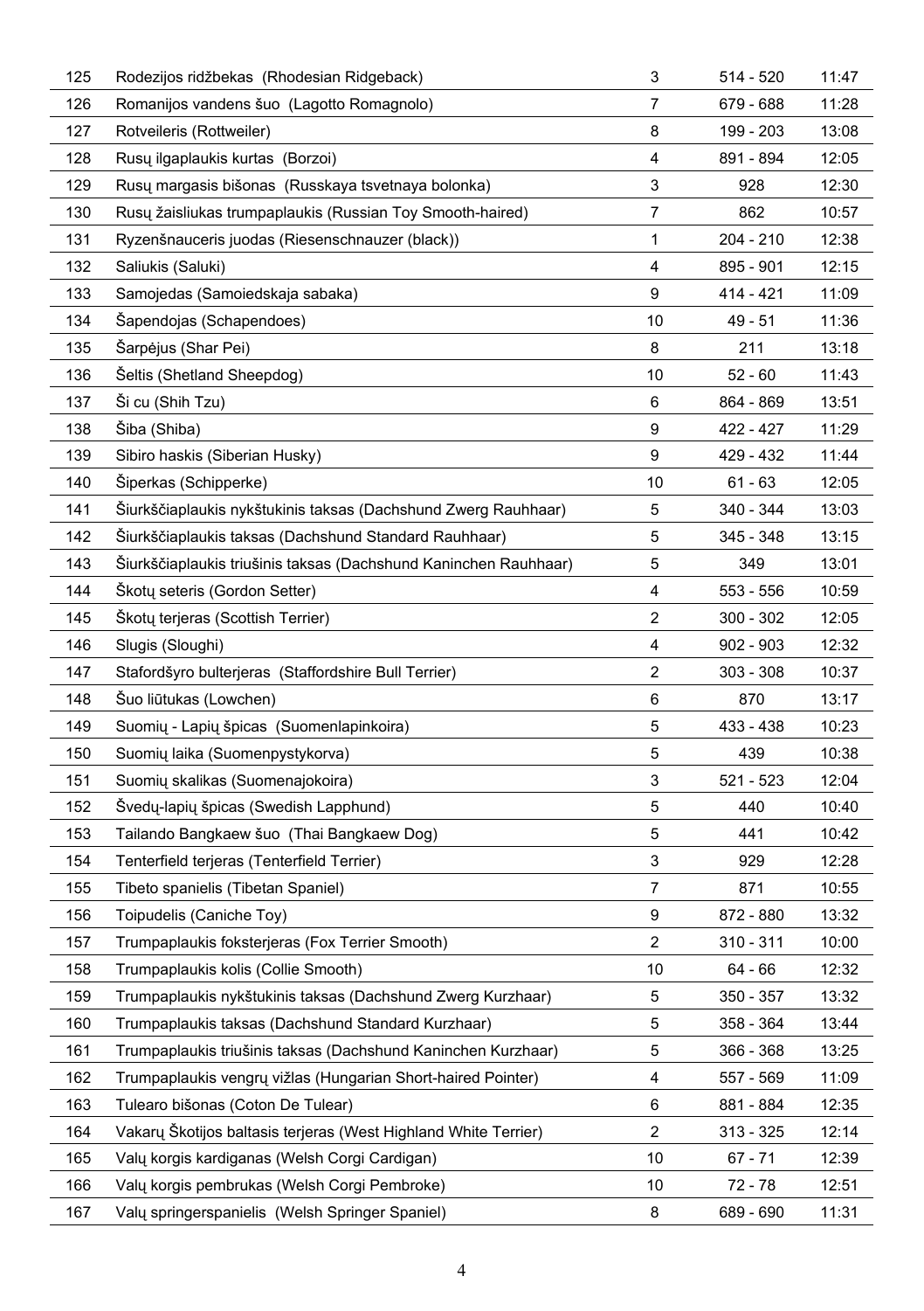| | | | | |
|---|---|---|---|---|
| 125 | Rodezijos ridžbekas (Rhodesian Ridgeback) | 3 | 514 - 520 | 11:47 |
| 126 | Romanijos vandens šuo (Lagotto Romagnolo) | 7 | 679 - 688 | 11:28 |
| 127 | Rotveileris (Rottweiler) | 8 | 199 - 203 | 13:08 |
| 128 | Rusų ilgaplaukis kurtas (Borzoi) | 4 | 891 - 894 | 12:05 |
| 129 | Rusų margasis bišonas (Russkaya tsvetnaya bolonka) | 3 | 928 | 12:30 |
| 130 | Rusų žaisliukas trumpaplaukis (Russian Toy Smooth-haired) | 7 | 862 | 10:57 |
| 131 | Ryzenšnauceris juodas (Riesenschnauzer (black)) | 1 | 204 - 210 | 12:38 |
| 132 | Saliukis (Saluki) | 4 | 895 - 901 | 12:15 |
| 133 | Samojedas (Samoiedskaja sabaka) | 9 | 414 - 421 | 11:09 |
| 134 | Šapendojas (Schapendoes) | 10 | 49 - 51 | 11:36 |
| 135 | Šarpėjus (Shar Pei) | 8 | 211 | 13:18 |
| 136 | Šeltis (Shetland Sheepdog) | 10 | 52 - 60 | 11:43 |
| 137 | Ši cu (Shih Tzu) | 6 | 864 - 869 | 13:51 |
| 138 | Šiba (Shiba) | 9 | 422 - 427 | 11:29 |
| 139 | Sibiro haskis (Siberian Husky) | 9 | 429 - 432 | 11:44 |
| 140 | Šiperkas (Schipperke) | 10 | 61 - 63 | 12:05 |
| 141 | Šiurkščiaplaukis nykštukinis taksas (Dachshund Zwerg Rauhhaar) | 5 | 340 - 344 | 13:03 |
| 142 | Šiurkščiaplaukis taksas (Dachshund Standard Rauhhaar) | 5 | 345 - 348 | 13:15 |
| 143 | Šiurkščiaplaukis triušinis taksas (Dachshund Kaninchen Rauhhaar) | 5 | 349 | 13:01 |
| 144 | Škotų seteris (Gordon Setter) | 4 | 553 - 556 | 10:59 |
| 145 | Škotų terjeras (Scottish Terrier) | 2 | 300 - 302 | 12:05 |
| 146 | Slugis (Sloughi) | 4 | 902 - 903 | 12:32 |
| 147 | Stafordšyro bulterjeras (Staffordshire Bull Terrier) | 2 | 303 - 308 | 10:37 |
| 148 | Šuo liūtukas (Lowchen) | 6 | 870 | 13:17 |
| 149 | Suomių - Lapių špicas (Suomenlapinkoira) | 5 | 433 - 438 | 10:23 |
| 150 | Suomių laika (Suomenpystykorva) | 5 | 439 | 10:38 |
| 151 | Suomių skalikas (Suomenajokoira) | 3 | 521 - 523 | 12:04 |
| 152 | Švedų-lapių špicas (Swedish Lapphund) | 5 | 440 | 10:40 |
| 153 | Tailando Bangkaew šuo (Thai Bangkaew Dog) | 5 | 441 | 10:42 |
| 154 | Tenterfield terjeras (Tenterfield Terrier) | 3 | 929 | 12:28 |
| 155 | Tibeto spanielis (Tibetan Spaniel) | 7 | 871 | 10:55 |
| 156 | Toipudelis (Caniche Toy) | 9 | 872 - 880 | 13:32 |
| 157 | Trumpaplaukis foksterjeras (Fox Terrier Smooth) | 2 | 310 - 311 | 10:00 |
| 158 | Trumpaplaukis kolis (Collie Smooth) | 10 | 64 - 66 | 12:32 |
| 159 | Trumpaplaukis nykštukinis taksas (Dachshund Zwerg Kurzhaar) | 5 | 350 - 357 | 13:32 |
| 160 | Trumpaplaukis taksas (Dachshund Standard Kurzhaar) | 5 | 358 - 364 | 13:44 |
| 161 | Trumpaplaukis triušinis taksas (Dachshund Kaninchen Kurzhaar) | 5 | 366 - 368 | 13:25 |
| 162 | Trumpaplaukis vengrų vižlas (Hungarian Short-haired Pointer) | 4 | 557 - 569 | 11:09 |
| 163 | Tulearo bišonas (Coton De Tulear) | 6 | 881 - 884 | 12:35 |
| 164 | Vakarų Škotijos baltasis terjeras (West Highland White Terrier) | 2 | 313 - 325 | 12:14 |
| 165 | Valų korgis kardiganas (Welsh Corgi Cardigan) | 10 | 67 - 71 | 12:39 |
| 166 | Valų korgis pembrukas (Welsh Corgi Pembroke) | 10 | 72 - 78 | 12:51 |
| 167 | Valų springerspanielis (Welsh Springer Spaniel) | 8 | 689 - 690 | 11:31 |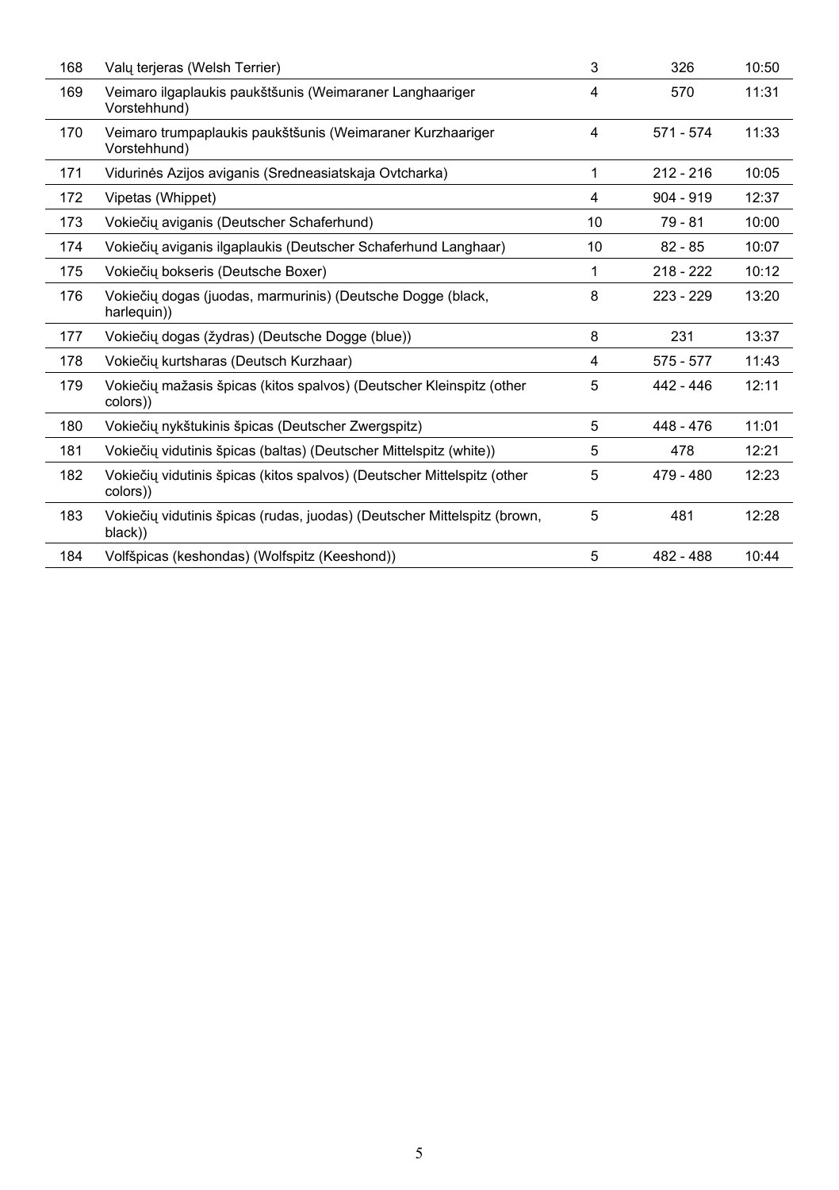| | | | | |
|---|---|---|---|---|
| 168 | Valų terjeras (Welsh Terrier) | 3 | 326 | 10:50 |
| 169 | Veimaro ilgaplaukis paukštšunis (Weimaraner Langhaariger Vorstehhund) | 4 | 570 | 11:31 |
| 170 | Veimaro trumpaplaukis paukštšunis (Weimaraner Kurzhaariger Vorstehhund) | 4 | 571 - 574 | 11:33 |
| 171 | Vidurinės Azijos aviganis (Sredneasiatskaja Ovtcharka) | 1 | 212 - 216 | 10:05 |
| 172 | Vipetas (Whippet) | 4 | 904 - 919 | 12:37 |
| 173 | Vokiečių aviganis (Deutscher Schaferhund) | 10 | 79 - 81 | 10:00 |
| 174 | Vokiečių aviganis ilgaplaukis (Deutscher Schaferhund Langhaar) | 10 | 82 - 85 | 10:07 |
| 175 | Vokiečių bokseris (Deutsche Boxer) | 1 | 218 - 222 | 10:12 |
| 176 | Vokiečių dogas (juodas, marmurinis) (Deutsche Dogge (black, harlequin)) | 8 | 223 - 229 | 13:20 |
| 177 | Vokiečių dogas (žydras) (Deutsche Dogge (blue)) | 8 | 231 | 13:37 |
| 178 | Vokiečių kurtsharas (Deutsch Kurzhaar) | 4 | 575 - 577 | 11:43 |
| 179 | Vokiečių mažasis špicas (kitos spalvos) (Deutscher Kleinspitz (other colors)) | 5 | 442 - 446 | 12:11 |
| 180 | Vokiečių nykštukinis špicas (Deutscher Zwergspitz) | 5 | 448 - 476 | 11:01 |
| 181 | Vokiečių vidutinis špicas (baltas) (Deutscher Mittelspitz (white)) | 5 | 478 | 12:21 |
| 182 | Vokiečių vidutinis špicas (kitos spalvos) (Deutscher Mittelspitz (other colors)) | 5 | 479 - 480 | 12:23 |
| 183 | Vokiečių vidutinis špicas (rudas, juodas) (Deutscher Mittelspitz (brown, black)) | 5 | 481 | 12:28 |
| 184 | Volfšpicas (keshondas) (Wolfspitz (Keeshond)) | 5 | 482 - 488 | 10:44 |